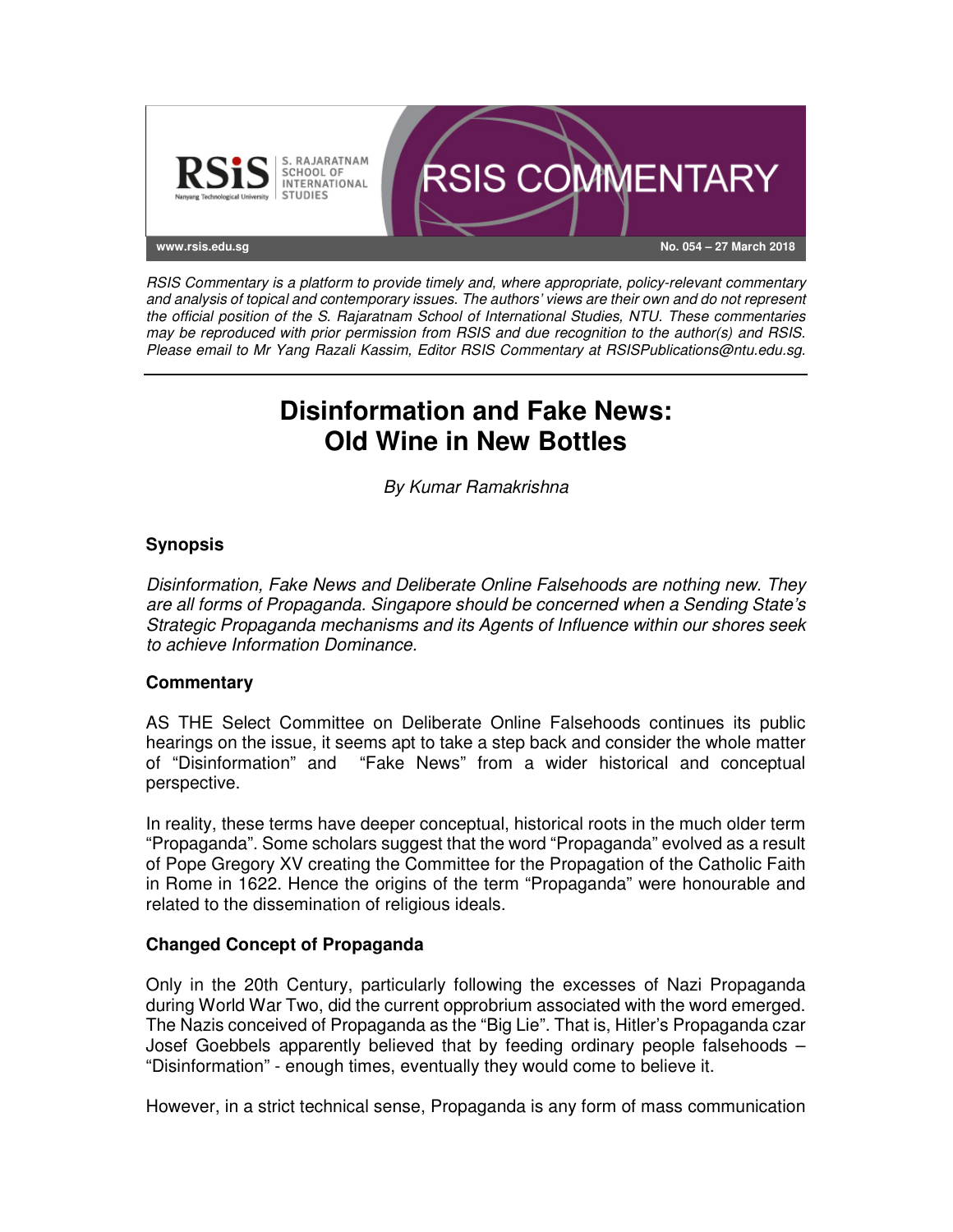RSIS COMMENTARY

www.rsis.edu.sg

No. 054 – 27 March 2018

*RSIS Commentary is a platform to provide timely and, where appropriate, policy-relevant commentary and analysis of topical and contemporary issues. The authors' views are their own and do not represent the official position of the S. Rajaratnam School of International Studies, NTU. These commentaries may be reproduced with prior permission from RSIS and due recognition to the author(s) and RSIS. Please email to Mr Yang Razali Kassim, Editor RSIS Commentary at RSISPublications@ntu.edu.sg.*

# Disinformation and Fake News: Old Wine in New Bottles

*By Kumar Ramakrishna*

## Synopsis

*Disinformation, Fake News and Deliberate Online Falsehoods are nothing new. They are all forms of Propaganda. Singapore should be concerned when a Sending State's Strategic Propaganda mechanisms and its Agents of Influence within our shores seek to achieve Information Dominance.*

## Commentary

AS THE Select Committee on Deliberate Online Falsehoods continues its public hearings on the issue, it seems apt to take a step back and consider the whole matter of "Disinformation" and "Fake News" from a wider historical and conceptual perspective.

In reality, these terms have deeper conceptual, historical roots in the much older term "Propaganda". Some scholars suggest that the word "Propaganda" evolved as a result of Pope Gregory XV creating the Committee for the Propagation of the Catholic Faith in Rome in 1622. Hence the origins of the term "Propaganda" were honourable and related to the dissemination of religious ideals.

### Changed Concept of Propaganda

Only in the 20th Century, particularly following the excesses of Nazi Propaganda during World War Two, did the current opprobrium associated with the word emerged. The Nazis conceived of Propaganda as the "Big Lie". That is, Hitler's Propaganda czar Josef Goebbels apparently believed that by feeding ordinary people falsehoods – "Disinformation" - enough times, eventually they would come to believe it.

However, in a strict technical sense, Propaganda is any form of mass communication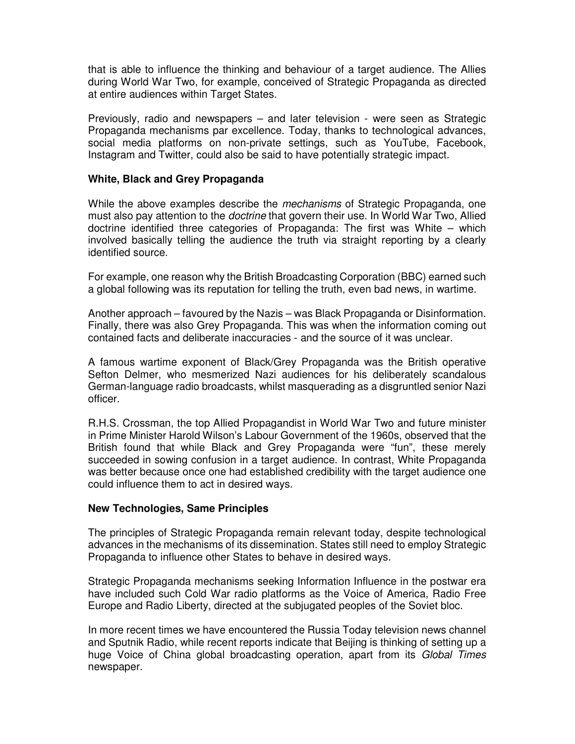that is able to influence the thinking and behaviour of a target audience. The Allies during World War Two, for example, conceived of Strategic Propaganda as directed at entire audiences within Target States.

Previously, radio and newspapers – and later television - were seen as Strategic Propaganda mechanisms par excellence. Today, thanks to technological advances, social media platforms on non-private settings, such as YouTube, Facebook, Instagram and Twitter, could also be said to have potentially strategic impact.

### White, Black and Grey Propaganda

While the above examples describe the *mechanisms* of Strategic Propaganda, one must also pay attention to the *doctrine* that govern their use. In World War Two, Allied doctrine identified three categories of Propaganda: The first was White – which involved basically telling the audience the truth via straight reporting by a clearly identified source.

For example, one reason why the British Broadcasting Corporation (BBC) earned such a global following was its reputation for telling the truth, even bad news, in wartime.

Another approach – favoured by the Nazis – was Black Propaganda or Disinformation. Finally, there was also Grey Propaganda. This was when the information coming out contained facts and deliberate inaccuracies - and the source of it was unclear.

A famous wartime exponent of Black/Grey Propaganda was the British operative Sefton Delmer, who mesmerized Nazi audiences for his deliberately scandalous German-language radio broadcasts, whilst masquerading as a disgruntled senior Nazi officer.

R.H.S. Crossman, the top Allied Propagandist in World War Two and future minister in Prime Minister Harold Wilson's Labour Government of the 1960s, observed that the British found that while Black and Grey Propaganda were "fun", these merely succeeded in sowing confusion in a target audience. In contrast, White Propaganda was better because once one had established credibility with the target audience one could influence them to act in desired ways.

### New Technologies, Same Principles

The principles of Strategic Propaganda remain relevant today, despite technological advances in the mechanisms of its dissemination. States still need to employ Strategic Propaganda to influence other States to behave in desired ways.

Strategic Propaganda mechanisms seeking Information Influence in the postwar era have included such Cold War radio platforms as the Voice of America, Radio Free Europe and Radio Liberty, directed at the subjugated peoples of the Soviet bloc.

In more recent times we have encountered the Russia Today television news channel and Sputnik Radio, while recent reports indicate that Beijing is thinking of setting up a huge Voice of China global broadcasting operation, apart from its *Global Times* newspaper.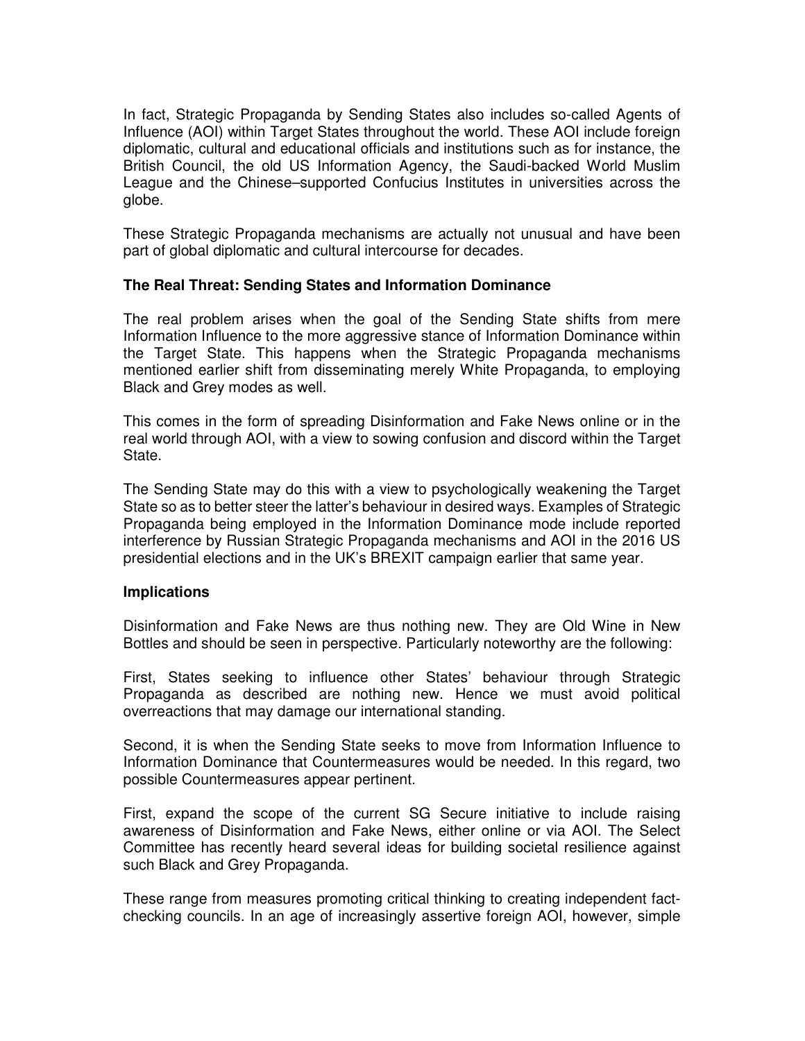In fact, Strategic Propaganda by Sending States also includes so-called Agents of Influence (AOI) within Target States throughout the world. These AOI include foreign diplomatic, cultural and educational officials and institutions such as for instance, the British Council, the old US Information Agency, the Saudi-backed World Muslim League and the Chinese–supported Confucius Institutes in universities across the globe.

These Strategic Propaganda mechanisms are actually not unusual and have been part of global diplomatic and cultural intercourse for decades.

**The Real Threat: Sending States and Information Dominance**

The real problem arises when the goal of the Sending State shifts from mere Information Influence to the more aggressive stance of Information Dominance within the Target State. This happens when the Strategic Propaganda mechanisms mentioned earlier shift from disseminating merely White Propaganda, to employing Black and Grey modes as well.

This comes in the form of spreading Disinformation and Fake News online or in the real world through AOI, with a view to sowing confusion and discord within the Target State.

The Sending State may do this with a view to psychologically weakening the Target State so as to better steer the latter's behaviour in desired ways. Examples of Strategic Propaganda being employed in the Information Dominance mode include reported interference by Russian Strategic Propaganda mechanisms and AOI in the 2016 US presidential elections and in the UK's BREXIT campaign earlier that same year.

**Implications**

Disinformation and Fake News are thus nothing new. They are Old Wine in New Bottles and should be seen in perspective. Particularly noteworthy are the following:

First, States seeking to influence other States' behaviour through Strategic Propaganda as described are nothing new. Hence we must avoid political overreactions that may damage our international standing.

Second, it is when the Sending State seeks to move from Information Influence to Information Dominance that Countermeasures would be needed. In this regard, two possible Countermeasures appear pertinent.

First, expand the scope of the current SG Secure initiative to include raising awareness of Disinformation and Fake News, either online or via AOI. The Select Committee has recently heard several ideas for building societal resilience against such Black and Grey Propaganda.

These range from measures promoting critical thinking to creating independent fact-checking councils. In an age of increasingly assertive foreign AOI, however, simple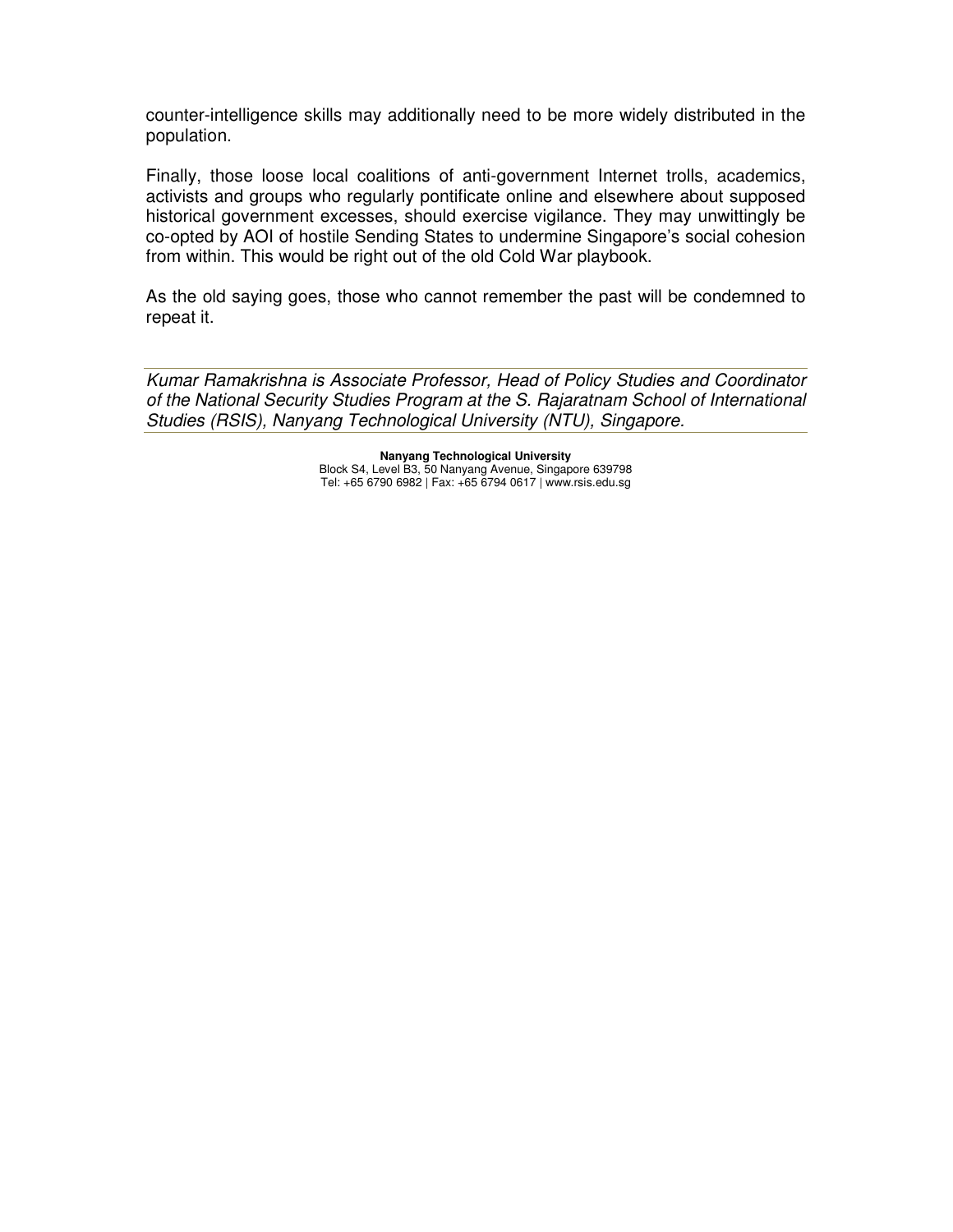counter-intelligence skills may additionally need to be more widely distributed in the population.

Finally, those loose local coalitions of anti-government Internet trolls, academics, activists and groups who regularly pontificate online and elsewhere about supposed historical government excesses, should exercise vigilance. They may unwittingly be co-opted by AOI of hostile Sending States to undermine Singapore's social cohesion from within. This would be right out of the old Cold War playbook.

As the old saying goes, those who cannot remember the past will be condemned to repeat it.

---

*Kumar Ramakrishna is Associate Professor, Head of Policy Studies and Coordinator of the National Security Studies Program at the S. Rajaratnam School of International Studies (RSIS), Nanyang Technological University (NTU), Singapore.*

---

**Nanyang Technological University**
Block S4, Level B3, 50 Nanyang Avenue, Singapore 639798
Tel: +65 6790 6982 | Fax: +65 6794 0617 | www.rsis.edu.sg